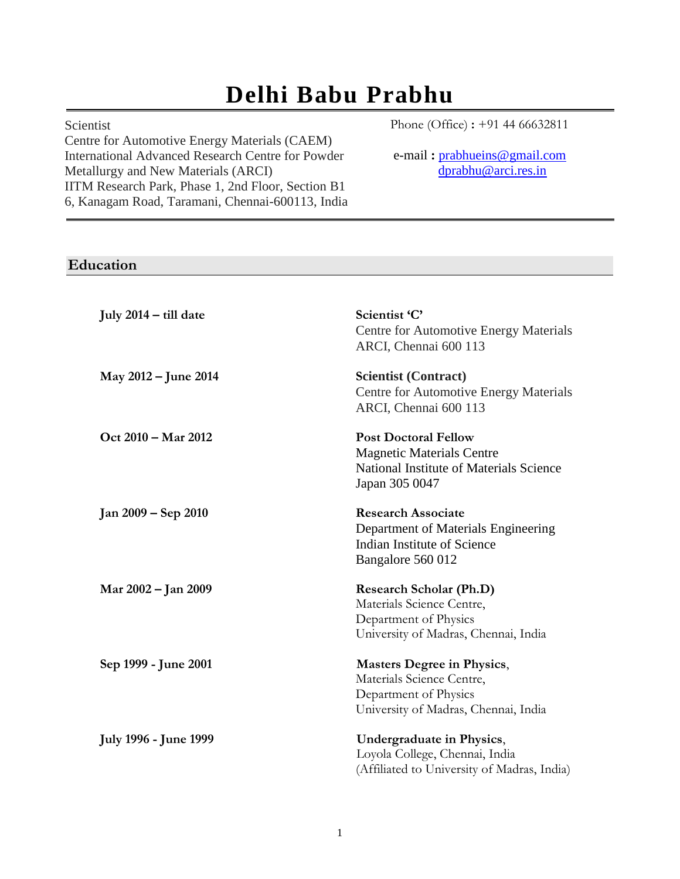# Delhi Babu Prabhu

Scientist
Centre for Automotive Energy Materials (CAEM)
International Advanced Research Centre for Powder Metallurgy and New Materials (ARCI)
IITM Research Park, Phase 1, 2nd Floor, Section B1
6, Kanagam Road, Taramani, Chennai-600113, India

Phone (Office) **:** +91 44 66632811

e-mail **:** prabhueins@gmail.com
dprabhu@arci.res.in

## Education

**July 2014 – till date**

**Scientist 'C'**
Centre for Automotive Energy Materials
ARCI, Chennai 600 113

**May 2012 – June 2014**

**Scientist (Contract)**
Centre for Automotive Energy Materials
ARCI, Chennai 600 113

**Oct 2010 – Mar 2012**

**Post Doctoral Fellow**
Magnetic Materials Centre
National Institute of Materials Science
Japan 305 0047

**Jan 2009 – Sep 2010**

**Research Associate**
Department of Materials Engineering
Indian Institute of Science
Bangalore 560 012

**Mar 2002 – Jan 2009**

**Research Scholar (Ph.D)**
Materials Science Centre,
Department of Physics
University of Madras, Chennai, India

**Sep 1999 - June 2001**

**Masters Degree in Physics**,
Materials Science Centre,
Department of Physics
University of Madras, Chennai, India

**July 1996 - June 1999**

**Undergraduate in Physics**,
Loyola College, Chennai, India
(Affiliated to University of Madras, India)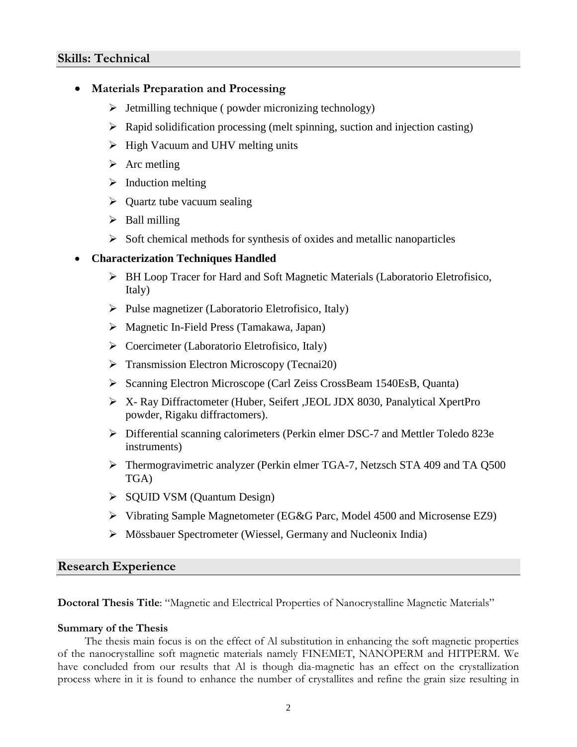## Skills: Technical

- **Materials Preparation and Processing**
  - Jetmilling technique ( powder micronizing technology)
  - Rapid solidification processing (melt spinning, suction and injection casting)
  - High Vacuum and UHV melting units
  - Arc metling
  - Induction melting
  - Quartz tube vacuum sealing
  - Ball milling
  - Soft chemical methods for synthesis of oxides and metallic nanoparticles
- **Characterization Techniques Handled**
  - BH Loop Tracer for Hard and Soft Magnetic Materials (Laboratorio Eletrofisico, Italy)
  - Pulse magnetizer (Laboratorio Eletrofisico, Italy)
  - Magnetic In-Field Press (Tamakawa, Japan)
  - Coercimeter (Laboratorio Eletrofisico, Italy)
  - Transmission Electron Microscopy (Tecnai20)
  - Scanning Electron Microscope (Carl Zeiss CrossBeam 1540EsB, Quanta)
  - X- Ray Diffractometer (Huber, Seifert ,JEOL JDX 8030, Panalytical XpertPro powder, Rigaku diffractomers).
  - Differential scanning calorimeters (Perkin elmer DSC-7 and Mettler Toledo 823e instruments)
  - Thermogravimetric analyzer (Perkin elmer TGA-7, Netzsch STA 409 and TA Q500 TGA)
  - SQUID VSM (Quantum Design)
  - Vibrating Sample Magnetometer (EG&G Parc, Model 4500 and Microsense EZ9)
  - Mössbauer Spectrometer (Wiessel, Germany and Nucleonix India)

## Research Experience

**Doctoral Thesis Title**: "Magnetic and Electrical Properties of Nanocrystalline Magnetic Materials"

**Summary of the Thesis**

The thesis main focus is on the effect of Al substitution in enhancing the soft magnetic properties of the nanocrystalline soft magnetic materials namely FINEMET, NANOPERM and HITPERM. We have concluded from our results that Al is though dia-magnetic has an effect on the crystallization process where in it is found to enhance the number of crystallites and refine the grain size resulting in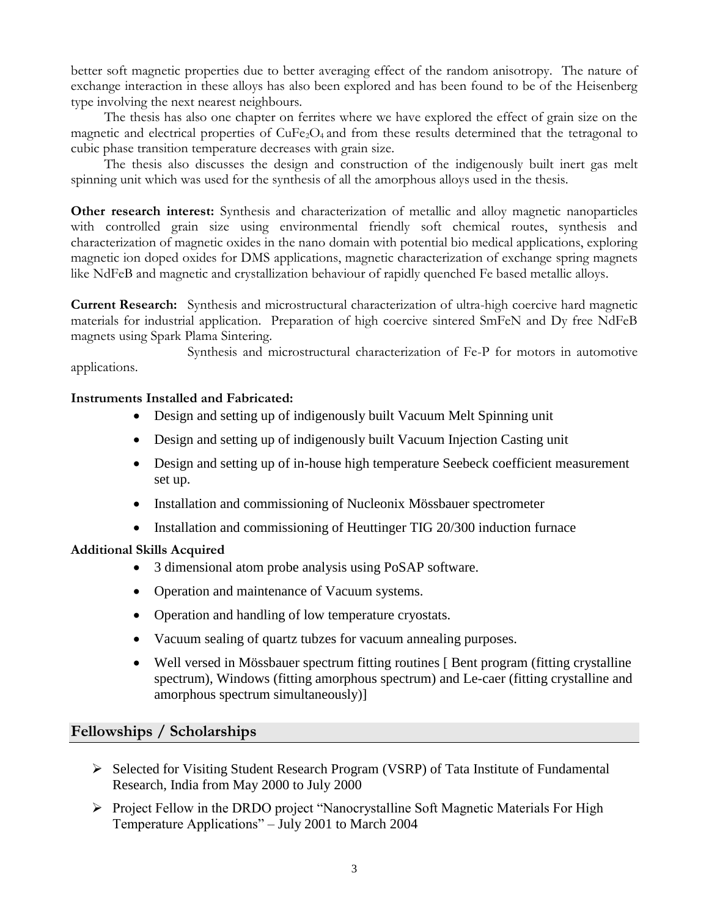better soft magnetic properties due to better averaging effect of the random anisotropy. The nature of exchange interaction in these alloys has also been explored and has been found to be of the Heisenberg type involving the next nearest neighbours.

The thesis has also one chapter on ferrites where we have explored the effect of grain size on the magnetic and electrical properties of $CuFe_2O_4$ and from these results determined that the tetragonal to cubic phase transition temperature decreases with grain size.

The thesis also discusses the design and construction of the indigenously built inert gas melt spinning unit which was used for the synthesis of all the amorphous alloys used in the thesis.

**Other research interest:** Synthesis and characterization of metallic and alloy magnetic nanoparticles with controlled grain size using environmental friendly soft chemical routes, synthesis and characterization of magnetic oxides in the nano domain with potential bio medical applications, exploring magnetic ion doped oxides for DMS applications, magnetic characterization of exchange spring magnets like NdFeB and magnetic and crystallization behaviour of rapidly quenched Fe based metallic alloys.

**Current Research:** Synthesis and microstructural characterization of ultra-high coercive hard magnetic materials for industrial application. Preparation of high coercive sintered SmFeN and Dy free NdFeB magnets using Spark Plama Sintering.

Synthesis and microstructural characterization of Fe-P for motors in automotive applications.

**Instruments Installed and Fabricated:**

- Design and setting up of indigenously built Vacuum Melt Spinning unit
- Design and setting up of indigenously built Vacuum Injection Casting unit
- Design and setting up of in-house high temperature Seebeck coefficient measurement set up.
- Installation and commissioning of Nucleonix Mössbauer spectrometer
- Installation and commissioning of Heuttinger TIG 20/300 induction furnace

**Additional Skills Acquired**

- 3 dimensional atom probe analysis using PoSAP software.
- Operation and maintenance of Vacuum systems.
- Operation and handling of low temperature cryostats.
- Vacuum sealing of quartz tubzes for vacuum annealing purposes.
- Well versed in Mössbauer spectrum fitting routines [ Bent program (fitting crystalline spectrum), Windows (fitting amorphous spectrum) and Le-caer (fitting crystalline and amorphous spectrum simultaneously)]

## Fellowships / Scholarships

- Selected for Visiting Student Research Program (VSRP) of Tata Institute of Fundamental Research, India from May 2000 to July 2000
- Project Fellow in the DRDO project "Nanocrystalline Soft Magnetic Materials For High Temperature Applications" – July 2001 to March 2004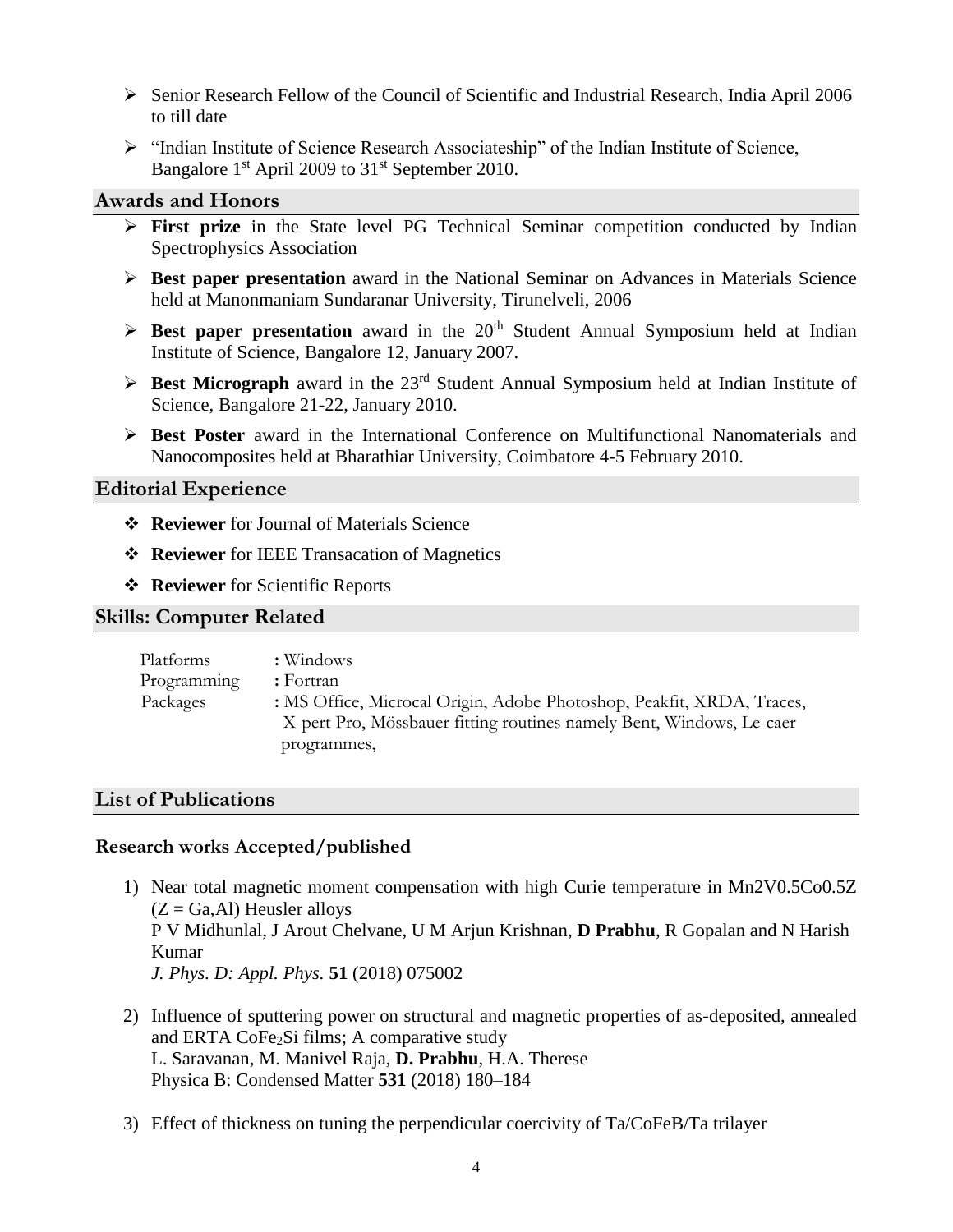- Senior Research Fellow of the Council of Scientific and Industrial Research, India April 2006 to till date
- "Indian Institute of Science Research Associateship" of the Indian Institute of Science, Bangalore 1st April 2009 to 31st September 2010.

## Awards and Honors

- **First prize** in the State level PG Technical Seminar competition conducted by Indian Spectrophysics Association
- **Best paper presentation** award in the National Seminar on Advances in Materials Science held at Manonmaniam Sundaranar University, Tirunelveli, 2006
- **Best paper presentation** award in the 20th Student Annual Symposium held at Indian Institute of Science, Bangalore 12, January 2007.
- **Best Micrograph** award in the 23rd Student Annual Symposium held at Indian Institute of Science, Bangalore 21-22, January 2010.
- **Best Poster** award in the International Conference on Multifunctional Nanomaterials and Nanocomposites held at Bharathiar University, Coimbatore 4-5 February 2010.

## Editorial Experience

- **Reviewer** for Journal of Materials Science
- **Reviewer** for IEEE Transacation of Magnetics
- **Reviewer** for Scientific Reports

## Skills: Computer Related

| | |
|---|---|
| Platforms | : Windows |
| Programming | : Fortran |
| Packages | : MS Office, Microcal Origin, Adobe Photoshop, Peakfit, XRDA, Traces, X-pert Pro, Mössbauer fitting routines namely Bent, Windows, Le-caer programmes, |

## List of Publications

### Research works Accepted/published

1) Near total magnetic moment compensation with high Curie temperature in Mn2V0.5Co0.5Z (Z = Ga,Al) Heusler alloys
   P V Midhunlal, J Arout Chelvane, U M Arjun Krishnan, **D Prabhu**, R Gopalan and N Harish Kumar
   *J. Phys. D: Appl. Phys.* **51** (2018) 075002

2) Influence of sputtering power on structural and magnetic properties of as-deposited, annealed and ERTA $CoFe_2Si$ films; A comparative study
   L. Saravanan, M. Manivel Raja, **D. Prabhu**, H.A. Therese
   Physica B: Condensed Matter **531** (2018) 180–184

3) Effect of thickness on tuning the perpendicular coercivity of Ta/CoFeB/Ta trilayer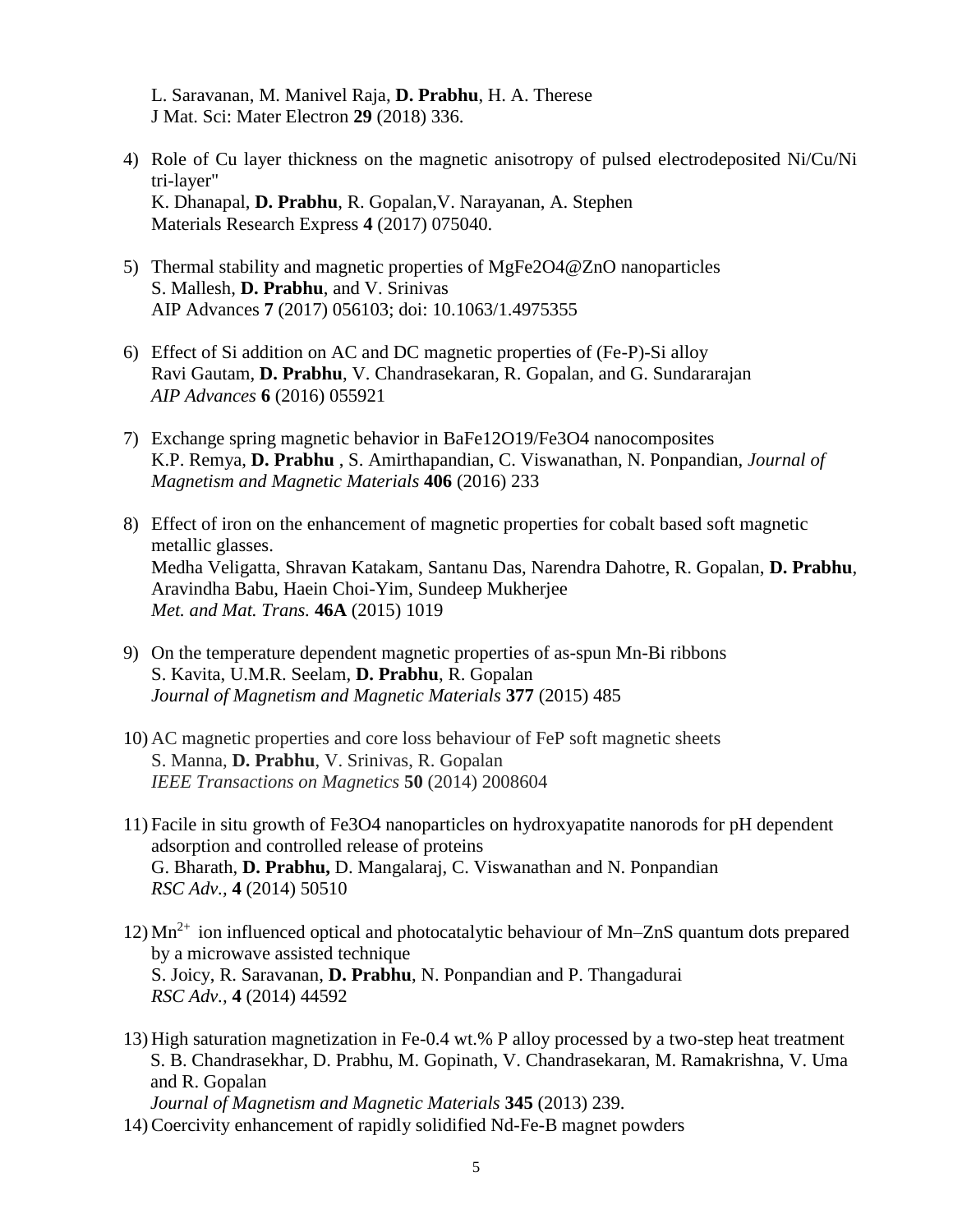L. Saravanan, M. Manivel Raja, **D. Prabhu**, H. A. Therese
J Mat. Sci: Mater Electron **29** (2018) 336.

4) Role of Cu layer thickness on the magnetic anisotropy of pulsed electrodeposited Ni/Cu/Ni tri-layer"
   K. Dhanapal, **D. Prabhu**, R. Gopalan,V. Narayanan, A. Stephen
   Materials Research Express **4** (2017) 075040.

5) Thermal stability and magnetic properties of MgFe2O4@ZnO nanoparticles
   S. Mallesh, **D. Prabhu**, and V. Srinivas
   AIP Advances **7** (2017) 056103; doi: 10.1063/1.4975355

6) Effect of Si addition on AC and DC magnetic properties of (Fe-P)-Si alloy
   Ravi Gautam, **D. Prabhu**, V. Chandrasekaran, R. Gopalan, and G. Sundararajan
   *AIP Advances* **6** (2016) 055921

7) Exchange spring magnetic behavior in BaFe12O19/Fe3O4 nanocomposites
   K.P. Remya, **D. Prabhu** , S. Amirthapandian, C. Viswanathan, N. Ponpandian, *Journal of Magnetism and Magnetic Materials* **406** (2016) 233

8) Effect of iron on the enhancement of magnetic properties for cobalt based soft magnetic metallic glasses.
   Medha Veligatta, Shravan Katakam, Santanu Das, Narendra Dahotre, R. Gopalan, **D. Prabhu**, Aravindha Babu, Haein Choi-Yim, Sundeep Mukherjee
   *Met. and Mat. Trans.* **46A** (2015) 1019

9) On the temperature dependent magnetic properties of as-spun Mn-Bi ribbons
   S. Kavita, U.M.R. Seelam, **D. Prabhu**, R. Gopalan
   *Journal of Magnetism and Magnetic Materials* **377** (2015) 485

10) AC magnetic properties and core loss behaviour of FeP soft magnetic sheets
    S. Manna, **D. Prabhu**, V. Srinivas, R. Gopalan
    *IEEE Transactions on Magnetics* **50** (2014) 2008604

11) Facile in situ growth of Fe3O4 nanoparticles on hydroxyapatite nanorods for pH dependent adsorption and controlled release of proteins
    G. Bharath, **D. Prabhu,** D. Mangalaraj, C. Viswanathan and N. Ponpandian
    *RSC Adv.,* **4** (2014) 50510

12) $Mn^{2+}$ ion influenced optical and photocatalytic behaviour of Mn–ZnS quantum dots prepared by a microwave assisted technique
    S. Joicy, R. Saravanan, **D. Prabhu**, N. Ponpandian and P. Thangadurai
    *RSC Adv.,* **4** (2014) 44592

13) High saturation magnetization in Fe-0.4 wt.% P alloy processed by a two-step heat treatment
    S. B. Chandrasekhar, D. Prabhu, M. Gopinath, V. Chandrasekaran, M. Ramakrishna, V. Uma and R. Gopalan
    *Journal of Magnetism and Magnetic Materials* **345** (2013) 239.

14) Coercivity enhancement of rapidly solidified Nd-Fe-B magnet powders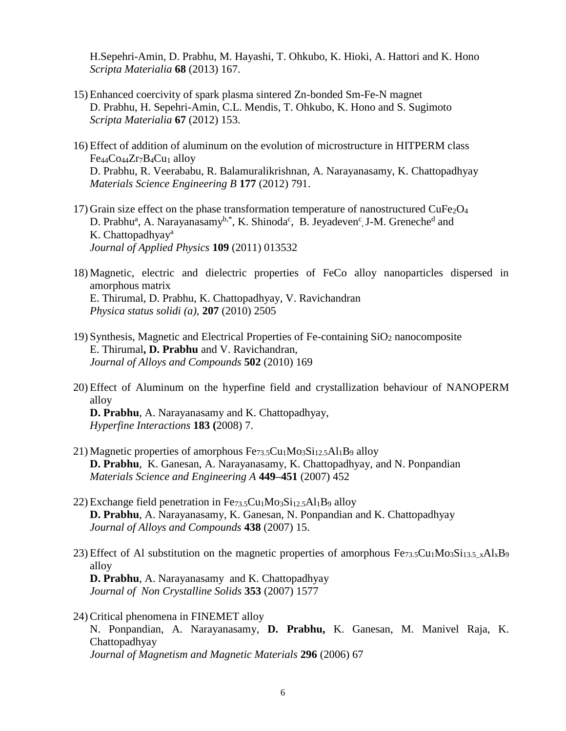H.Sepehri-Amin, D. Prabhu, M. Hayashi, T. Ohkubo, K. Hioki, A. Hattori and K. Hono
*Scripta Materialia* **68** (2013) 167.

15) Enhanced coercivity of spark plasma sintered Zn-bonded Sm-Fe-N magnet
D. Prabhu, H. Sepehri-Amin, C.L. Mendis, T. Ohkubo, K. Hono and S. Sugimoto
*Scripta Materialia* **67** (2012) 153.

16) Effect of addition of aluminum on the evolution of microstructure in HITPERM class $Fe_{44}Co_{44}Zr_7B_4Cu_1$ alloy
D. Prabhu, R. Veerababu, R. Balamuralikrishnan, A. Narayanasamy, K. Chattopadhyay
*Materials Science Engineering B* **177** (2012) 791.

17) Grain size effect on the phase transformation temperature of nanostructured $CuFe_2O_4$
D. Prabhu[a], A. Narayanasamy[b,*], K. Shinoda[c], B. Jeyadeven[c], J-M. Greneche[d] and K. Chattopadhyay[a]
*Journal of Applied Physics* **109** (2011) 013532

18) Magnetic, electric and dielectric properties of FeCo alloy nanoparticles dispersed in amorphous matrix
E. Thirumal, D. Prabhu, K. Chattopadhyay, V. Ravichandran
*Physica status solidi (a),* **207** (2010) 2505

19) Synthesis, Magnetic and Electrical Properties of Fe-containing $SiO_2$ nanocomposite
E. Thirumal**, D. Prabhu** and V. Ravichandran,
*Journal of Alloys and Compounds* **502** (2010) 169

20) Effect of Aluminum on the hyperfine field and crystallization behaviour of NANOPERM alloy
**D. Prabhu**, A. Narayanasamy and K. Chattopadhyay,
*Hyperfine Interactions* **183 (**2008) 7.

21) Magnetic properties of amorphous $Fe_{73.5}Cu_1Mo_3Si_{12.5}Al_1B_9$ alloy
**D. Prabhu**, K. Ganesan, A. Narayanasamy, K. Chattopadhyay, and N. Ponpandian
*Materials Science and Engineering A* **449–451** (2007) 452

22) Exchange field penetration in $Fe_{73.5}Cu_1Mo_3Si_{12.5}Al_1B_9$ alloy
**D. Prabhu**, A. Narayanasamy, K. Ganesan, N. Ponpandian and K. Chattopadhyay
*Journal of Alloys and Compounds* **438** (2007) 15.

23) Effect of Al substitution on the magnetic properties of amorphous $Fe_{73.5}Cu_1Mo_3Si_{13.5\_x}Al_xB_9$ alloy
**D. Prabhu**, A. Narayanasamy and K. Chattopadhyay
*Journal of Non Crystalline Solids* **353** (2007) 1577

24) Critical phenomena in FINEMET alloy
N. Ponpandian, A. Narayanasamy, **D. Prabhu,** K. Ganesan, M. Manivel Raja, K. Chattopadhyay
*Journal of Magnetism and Magnetic Materials* **296** (2006) 67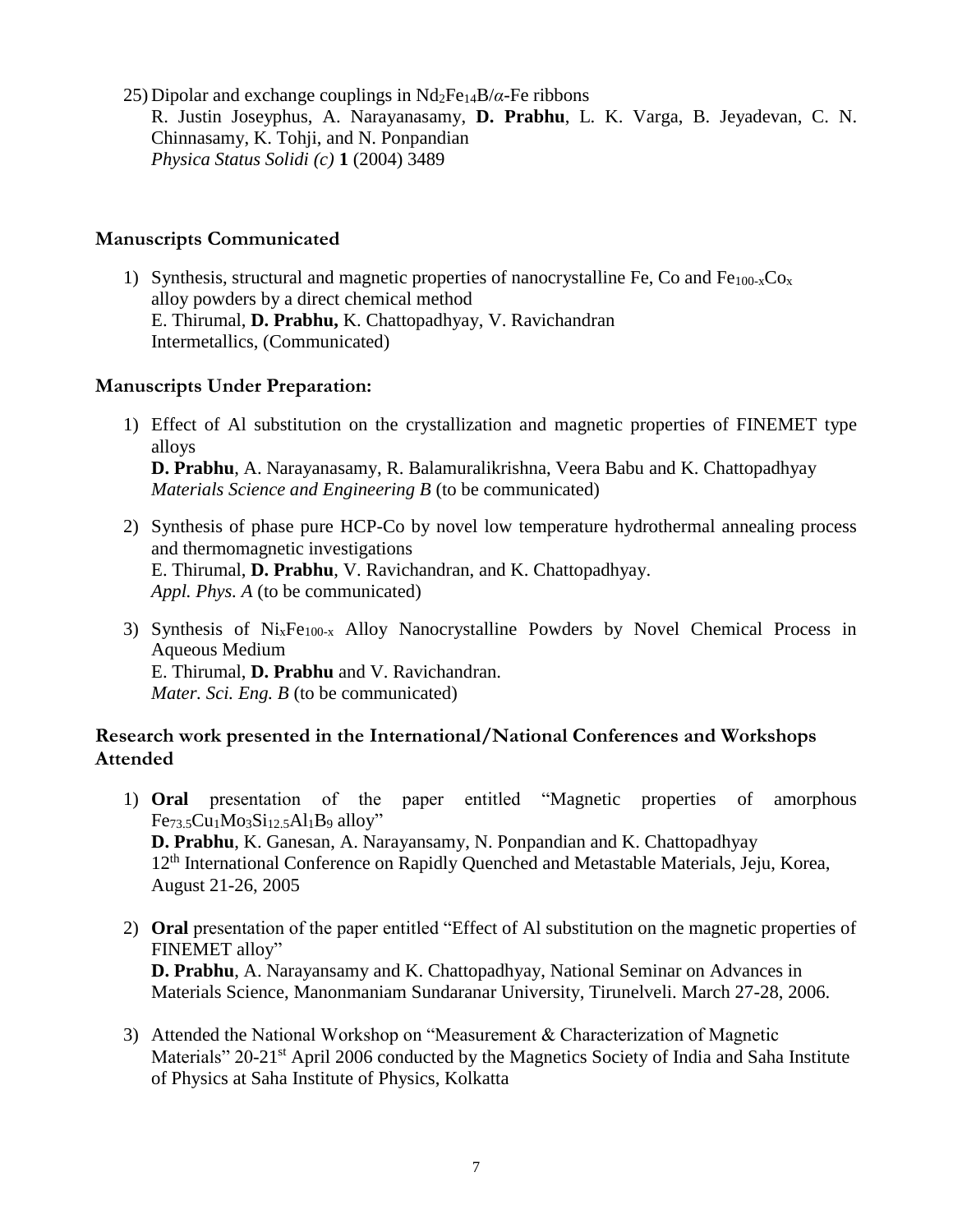25) Dipolar and exchange couplings in $Nd_2Fe_{14}B/\alpha$-Fe ribbons
R. Justin Joseyphus, A. Narayanasamy, **D. Prabhu**, L. K. Varga, B. Jeyadevan, C. N. Chinnasamy, K. Tohji, and N. Ponpandian
*Physica Status Solidi (c)* **1** (2004) 3489

### Manuscripts Communicated

1) Synthesis, structural and magnetic properties of nanocrystalline Fe, Co and $Fe_{100-x}Co_x$ alloy powders by a direct chemical method
E. Thirumal, **D. Prabhu,** K. Chattopadhyay, V. Ravichandran
Intermetallics, (Communicated)

### Manuscripts Under Preparation:

1) Effect of Al substitution on the crystallization and magnetic properties of FINEMET type alloys
**D. Prabhu**, A. Narayanasamy, R. Balamuralikrishna, Veera Babu and K. Chattopadhyay
*Materials Science and Engineering B* (to be communicated)

2) Synthesis of phase pure HCP-Co by novel low temperature hydrothermal annealing process and thermomagnetic investigations
E. Thirumal, **D. Prabhu**, V. Ravichandran, and K. Chattopadhyay.
*Appl. Phys. A* (to be communicated)

3) Synthesis of $Ni_xFe_{100-x}$ Alloy Nanocrystalline Powders by Novel Chemical Process in Aqueous Medium
E. Thirumal, **D. Prabhu** and V. Ravichandran.
*Mater. Sci. Eng. B* (to be communicated)

### Research work presented in the International/National Conferences and Workshops Attended

1) **Oral** presentation of the paper entitled "Magnetic properties of amorphous $Fe_{73.5}Cu_1Mo_3Si_{12.5}Al_1B_9$ alloy"
**D. Prabhu**, K. Ganesan, A. Narayansamy, N. Ponpandian and K. Chattopadhyay
12th International Conference on Rapidly Quenched and Metastable Materials, Jeju, Korea, August 21-26, 2005

2) **Oral** presentation of the paper entitled "Effect of Al substitution on the magnetic properties of FINEMET alloy"
**D. Prabhu**, A. Narayansamy and K. Chattopadhyay, National Seminar on Advances in Materials Science, Manonmaniam Sundaranar University, Tirunelveli. March 27-28, 2006.

3) Attended the National Workshop on "Measurement & Characterization of Magnetic Materials" 20-21st April 2006 conducted by the Magnetics Society of India and Saha Institute of Physics at Saha Institute of Physics, Kolkatta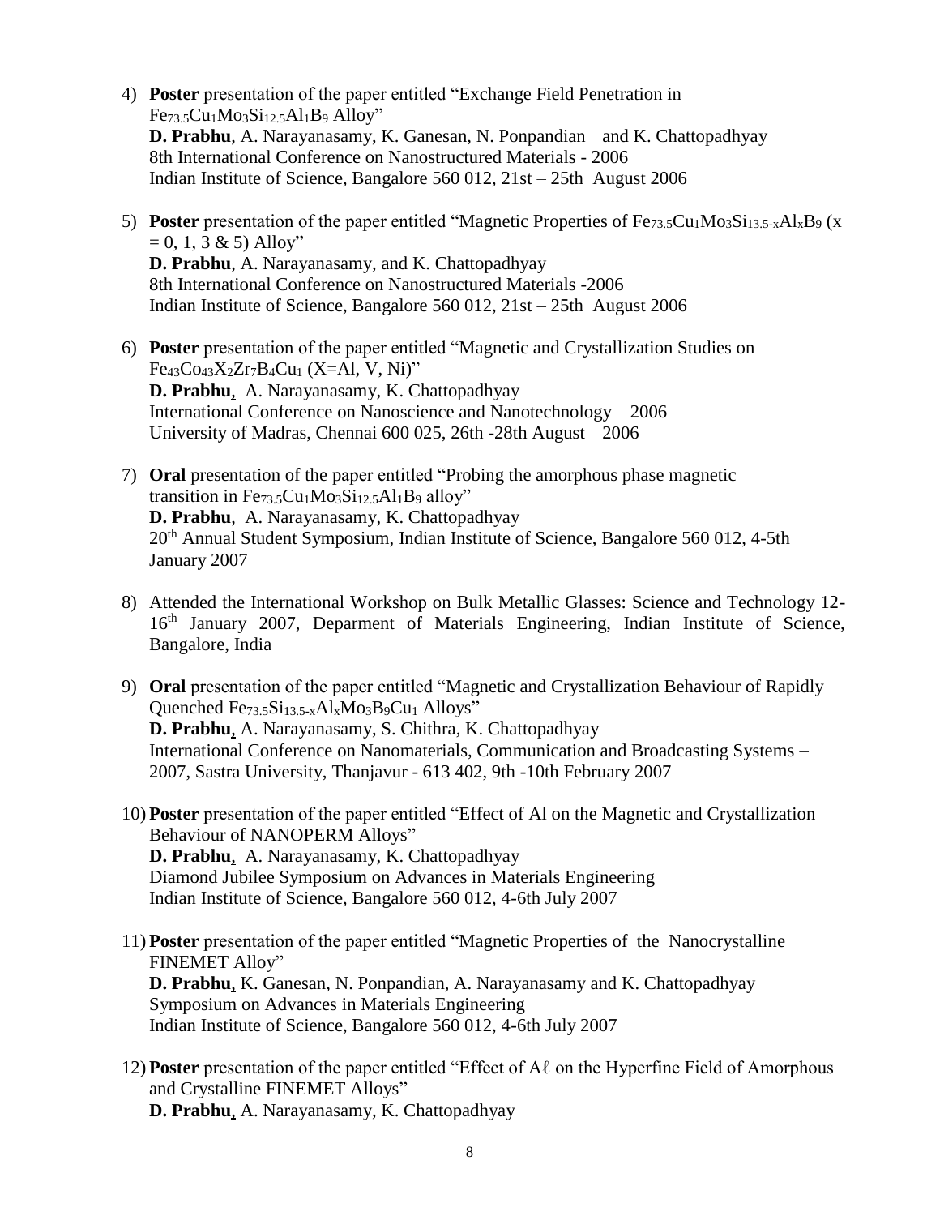4) **Poster** presentation of the paper entitled "Exchange Field Penetration in $Fe_{73.5}Cu_1Mo_3Si_{12.5}Al_1B_9$ Alloy"
   **D. Prabhu**, A. Narayanasamy, K. Ganesan, N. Ponpandian and K. Chattopadhyay
   8th International Conference on Nanostructured Materials - 2006
   Indian Institute of Science, Bangalore 560 012, 21st – 25th August 2006

5) **Poster** presentation of the paper entitled "Magnetic Properties of $Fe_{73.5}Cu_1Mo_3Si_{13.5-x}Al_xB_9$ (x = 0, 1, 3 & 5) Alloy"
   **D. Prabhu**, A. Narayanasamy, and K. Chattopadhyay
   8th International Conference on Nanostructured Materials -2006
   Indian Institute of Science, Bangalore 560 012, 21st – 25th August 2006

6) **Poster** presentation of the paper entitled "Magnetic and Crystallization Studies on $Fe_{43}Co_{43}X_2Zr_7B_4Cu_1$ (X=Al, V, Ni)"
   **D. Prabhu**, A. Narayanasamy, K. Chattopadhyay
   International Conference on Nanoscience and Nanotechnology – 2006
   University of Madras, Chennai 600 025, 26th -28th August 2006

7) **Oral** presentation of the paper entitled "Probing the amorphous phase magnetic transition in $Fe_{73.5}Cu_1Mo_3Si_{12.5}Al_1B_9$ alloy"
   **D. Prabhu**, A. Narayanasamy, K. Chattopadhyay
   20th Annual Student Symposium, Indian Institute of Science, Bangalore 560 012, 4-5th January 2007

8) Attended the International Workshop on Bulk Metallic Glasses: Science and Technology 12-16th January 2007, Deparment of Materials Engineering, Indian Institute of Science, Bangalore, India

9) **Oral** presentation of the paper entitled "Magnetic and Crystallization Behaviour of Rapidly Quenched $Fe_{73.5}Si_{13.5-x}Al_xMo_3B_9Cu_1$ Alloys"
   **D. Prabhu**, A. Narayanasamy, S. Chithra, K. Chattopadhyay
   International Conference on Nanomaterials, Communication and Broadcasting Systems – 2007, Sastra University, Thanjavur - 613 402, 9th -10th February 2007

10) **Poster** presentation of the paper entitled "Effect of Al on the Magnetic and Crystallization Behaviour of NANOPERM Alloys"
    **D. Prabhu**, A. Narayanasamy, K. Chattopadhyay
    Diamond Jubilee Symposium on Advances in Materials Engineering
    Indian Institute of Science, Bangalore 560 012, 4-6th July 2007

11) **Poster** presentation of the paper entitled "Magnetic Properties of the Nanocrystalline FINEMET Alloy"
    **D. Prabhu**, K. Ganesan, N. Ponpandian, A. Narayanasamy and K. Chattopadhyay
    Symposium on Advances in Materials Engineering
    Indian Institute of Science, Bangalore 560 012, 4-6th July 2007

12) **Poster** presentation of the paper entitled "Effect of Aℓ on the Hyperfine Field of Amorphous and Crystalline FINEMET Alloys"
    **D. Prabhu**, A. Narayanasamy, K. Chattopadhyay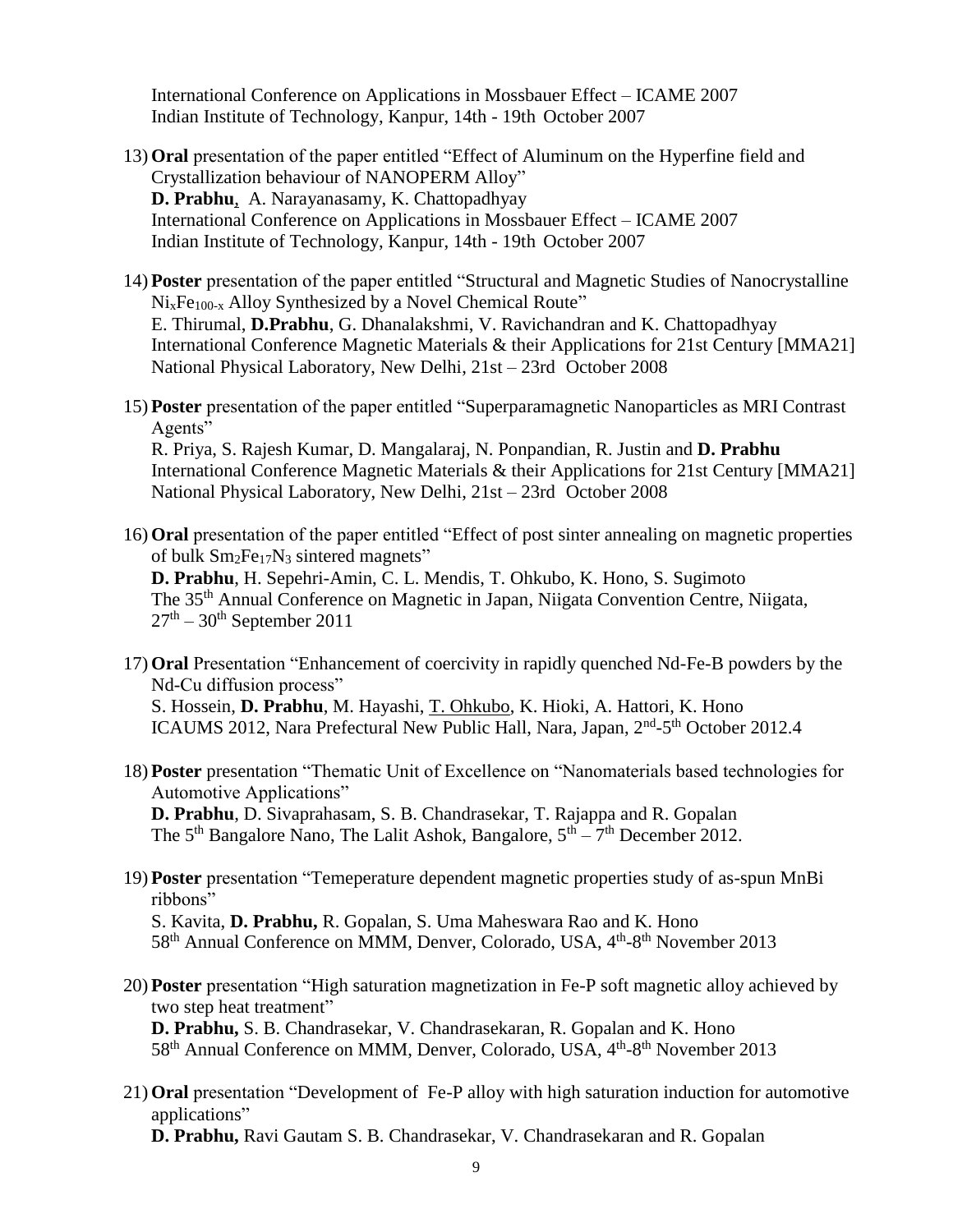International Conference on Applications in Mossbauer Effect – ICAME 2007
Indian Institute of Technology, Kanpur, 14th - 19th October 2007

13) **Oral** presentation of the paper entitled "Effect of Aluminum on the Hyperfine field and Crystallization behaviour of NANOPERM Alloy"
**D. Prabhu**, A. Narayanasamy, K. Chattopadhyay
International Conference on Applications in Mossbauer Effect – ICAME 2007
Indian Institute of Technology, Kanpur, 14th - 19th October 2007

14) **Poster** presentation of the paper entitled "Structural and Magnetic Studies of Nanocrystalline $Ni_xFe_{100-x}$ Alloy Synthesized by a Novel Chemical Route"
E. Thirumal, **D.Prabhu**, G. Dhanalakshmi, V. Ravichandran and K. Chattopadhyay
International Conference Magnetic Materials & their Applications for 21st Century [MMA21]
National Physical Laboratory, New Delhi, 21st – 23rd October 2008

15) **Poster** presentation of the paper entitled "Superparamagnetic Nanoparticles as MRI Contrast Agents"
R. Priya, S. Rajesh Kumar, D. Mangalaraj, N. Ponpandian, R. Justin and **D. Prabhu**
International Conference Magnetic Materials & their Applications for 21st Century [MMA21]
National Physical Laboratory, New Delhi, 21st – 23rd October 2008

16) **Oral** presentation of the paper entitled "Effect of post sinter annealing on magnetic properties of bulk $Sm_2Fe_{17}N_3$ sintered magnets"
**D. Prabhu**, H. Sepehri-Amin, C. L. Mendis, T. Ohkubo, K. Hono, S. Sugimoto
The 35th Annual Conference on Magnetic in Japan, Niigata Convention Centre, Niigata, 27th – 30th September 2011

17) **Oral** Presentation "Enhancement of coercivity in rapidly quenched Nd-Fe-B powders by the Nd-Cu diffusion process"
S. Hossein, **D. Prabhu**, M. Hayashi, T. Ohkubo, K. Hioki, A. Hattori, K. Hono
ICAUMS 2012, Nara Prefectural New Public Hall, Nara, Japan, 2nd-5th October 2012.4

18) **Poster** presentation "Thematic Unit of Excellence on "Nanomaterials based technologies for Automotive Applications"
**D. Prabhu**, D. Sivaprahasam, S. B. Chandrasekar, T. Rajappa and R. Gopalan
The 5th Bangalore Nano, The Lalit Ashok, Bangalore, 5th – 7th December 2012.

19) **Poster** presentation "Temeperature dependent magnetic properties study of as-spun MnBi ribbons"
S. Kavita, **D. Prabhu,** R. Gopalan, S. Uma Maheswara Rao and K. Hono
58th Annual Conference on MMM, Denver, Colorado, USA, 4th-8th November 2013

20) **Poster** presentation "High saturation magnetization in Fe-P soft magnetic alloy achieved by two step heat treatment"
**D. Prabhu,** S. B. Chandrasekar, V. Chandrasekaran, R. Gopalan and K. Hono
58th Annual Conference on MMM, Denver, Colorado, USA, 4th-8th November 2013

21) **Oral** presentation "Development of Fe-P alloy with high saturation induction for automotive applications"
**D. Prabhu,** Ravi Gautam S. B. Chandrasekar, V. Chandrasekaran and R. Gopalan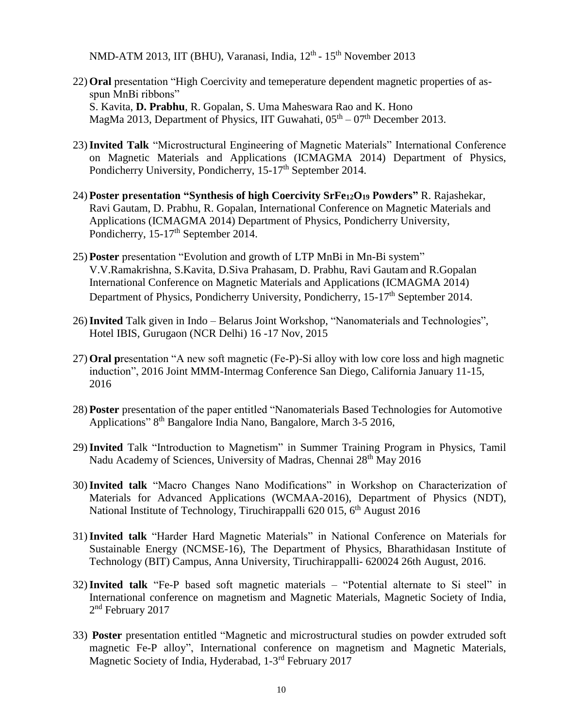NMD-ATM 2013, IIT (BHU), Varanasi, India, $12^{th}$ - $15^{th}$ November 2013

22) **Oral** presentation "High Coercivity and temeperature dependent magnetic properties of as-spun MnBi ribbons"
S. Kavita, **D. Prabhu**, R. Gopalan, S. Uma Maheswara Rao and K. Hono
MagMa 2013, Department of Physics, IIT Guwahati, $05^{th}$ – $07^{th}$ December 2013.

23) **Invited Talk** "Microstructural Engineering of Magnetic Materials" International Conference on Magnetic Materials and Applications (ICMAGMA 2014) Department of Physics, Pondicherry University, Pondicherry, 15-$17^{th}$ September 2014.

24) **Poster presentation "Synthesis of high Coercivity $SrFe_{12}O_{19}$ Powders"** R. Rajashekar, Ravi Gautam, D. Prabhu, R. Gopalan, International Conference on Magnetic Materials and Applications (ICMAGMA 2014) Department of Physics, Pondicherry University, Pondicherry, 15-$17^{th}$ September 2014.

25) **Poster** presentation "Evolution and growth of LTP MnBi in Mn-Bi system"
V.V.Ramakrishna, S.Kavita, D.Siva Prahasam, D. Prabhu, Ravi Gautam and R.Gopalan
International Conference on Magnetic Materials and Applications (ICMAGMA 2014) Department of Physics, Pondicherry University, Pondicherry, 15-$17^{th}$ September 2014.

26) **Invited** Talk given in Indo – Belarus Joint Workshop, "Nanomaterials and Technologies", Hotel IBIS, Gurugaon (NCR Delhi) 16 -17 Nov, 2015

27) **Oral p**resentation "A new soft magnetic (Fe-P)-Si alloy with low core loss and high magnetic induction", 2016 Joint MMM-Intermag Conference San Diego, California January 11-15, 2016

28) **Poster** presentation of the paper entitled "Nanomaterials Based Technologies for Automotive Applications" $8^{th}$ Bangalore India Nano, Bangalore, March 3-5 2016,

29) **Invited** Talk "Introduction to Magnetism" in Summer Training Program in Physics, Tamil Nadu Academy of Sciences, University of Madras, Chennai $28^{th}$ May 2016

30) **Invited talk** "Macro Changes Nano Modifications" in Workshop on Characterization of Materials for Advanced Applications (WCMAA-2016), Department of Physics (NDT), National Institute of Technology, Tiruchirappalli 620 015, $6^{th}$ August 2016

31) **Invited talk** "Harder Hard Magnetic Materials" in National Conference on Materials for Sustainable Energy (NCMSE-16), The Department of Physics, Bharathidasan Institute of Technology (BIT) Campus, Anna University, Tiruchirappalli- 620024 26th August, 2016.

32) **Invited talk** "Fe-P based soft magnetic materials – "Potential alternate to Si steel" in International conference on magnetism and Magnetic Materials, Magnetic Society of India, $2^{nd}$ February 2017

33) **Poster** presentation entitled "Magnetic and microstructural studies on powder extruded soft magnetic Fe-P alloy", International conference on magnetism and Magnetic Materials, Magnetic Society of India, Hyderabad, 1-$3^{rd}$ February 2017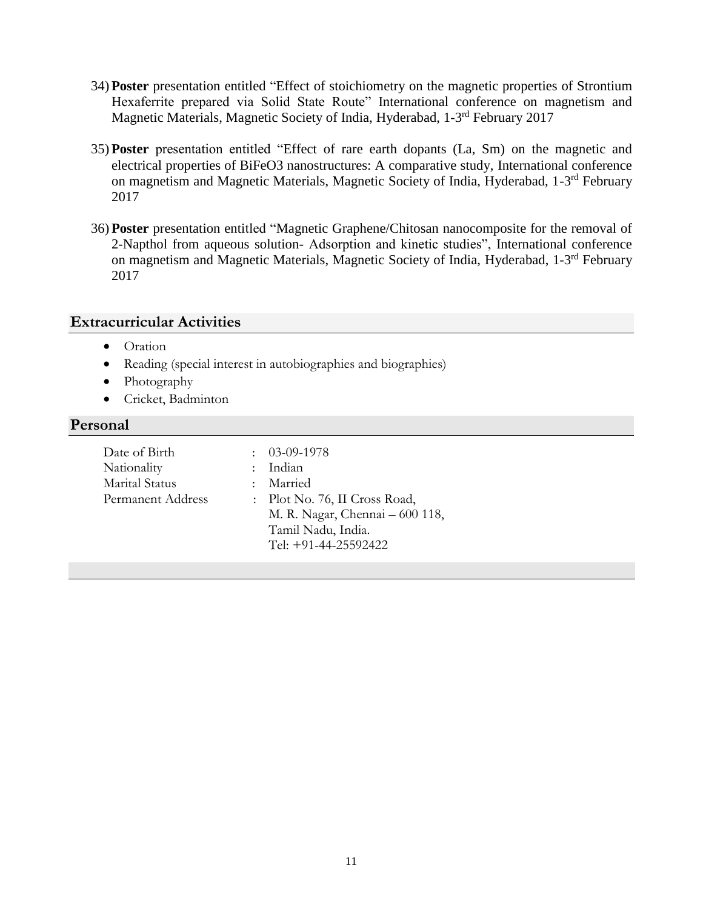34) **Poster** presentation entitled "Effect of stoichiometry on the magnetic properties of Strontium Hexaferrite prepared via Solid State Route" International conference on magnetism and Magnetic Materials, Magnetic Society of India, Hyderabad, 1-3rd February 2017

35) **Poster** presentation entitled "Effect of rare earth dopants (La, Sm) on the magnetic and electrical properties of $BiFeO_3$ nanostructures: A comparative study, International conference on magnetism and Magnetic Materials, Magnetic Society of India, Hyderabad, 1-3rd February 2017

36) **Poster** presentation entitled "Magnetic Graphene/Chitosan nanocomposite for the removal of 2-Napthol from aqueous solution- Adsorption and kinetic studies", International conference on magnetism and Magnetic Materials, Magnetic Society of India, Hyderabad, 1-3rd February 2017

## Extracurricular Activities

- Oration
- Reading (special interest in autobiographies and biographies)
- Photography
- Cricket, Badminton

## Personal

| | | |
|---|---|---|
| Date of Birth | : | 03-09-1978 |
| Nationality | : | Indian |
| Marital Status | : | Married |
| Permanent Address | : | Plot No. 76, II Cross Road, M. R. Nagar, Chennai – 600 118, Tamil Nadu, India. Tel: +91-44-25592422 |